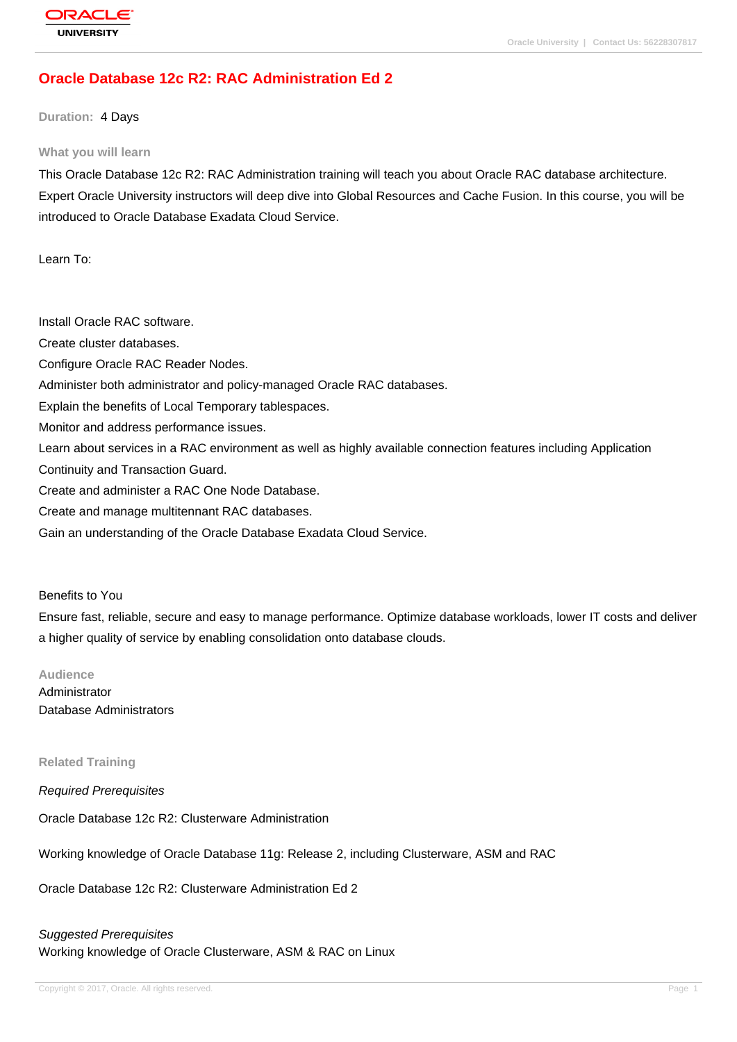# Oracle Database 12c R2: RAC Administration Ed 2

**Duration:** 4 Days

## What you will learn

This Oracle Database 12c R2: RAC Administration training will teach you about Oracle RAC database architecture. Expert Oracle University instructors will deep dive into Global Resources and Cache Fusion. In this course, you will be introduced to Oracle Database Exadata Cloud Service.

Learn To:

Install Oracle RAC software.
Create cluster databases.
Configure Oracle RAC Reader Nodes.
Administer both administrator and policy-managed Oracle RAC databases.
Explain the benefits of Local Temporary tablespaces.
Monitor and address performance issues.
Learn about services in a RAC environment as well as highly available connection features including Application Continuity and Transaction Guard.
Create and administer a RAC One Node Database.
Create and manage multitennant RAC databases.
Gain an understanding of the Oracle Database Exadata Cloud Service.

Benefits to You
Ensure fast, reliable, secure and easy to manage performance. Optimize database workloads, lower IT costs and deliver a higher quality of service by enabling consolidation onto database clouds.

## Audience

Administrator
Database Administrators

## Related Training

*Required Prerequisites*

Oracle Database 12c R2: Clusterware Administration

Working knowledge of Oracle Database 11g: Release 2, including Clusterware, ASM and RAC

Oracle Database 12c R2: Clusterware Administration Ed 2

*Suggested Prerequisites*
Working knowledge of Oracle Clusterware, ASM & RAC on Linux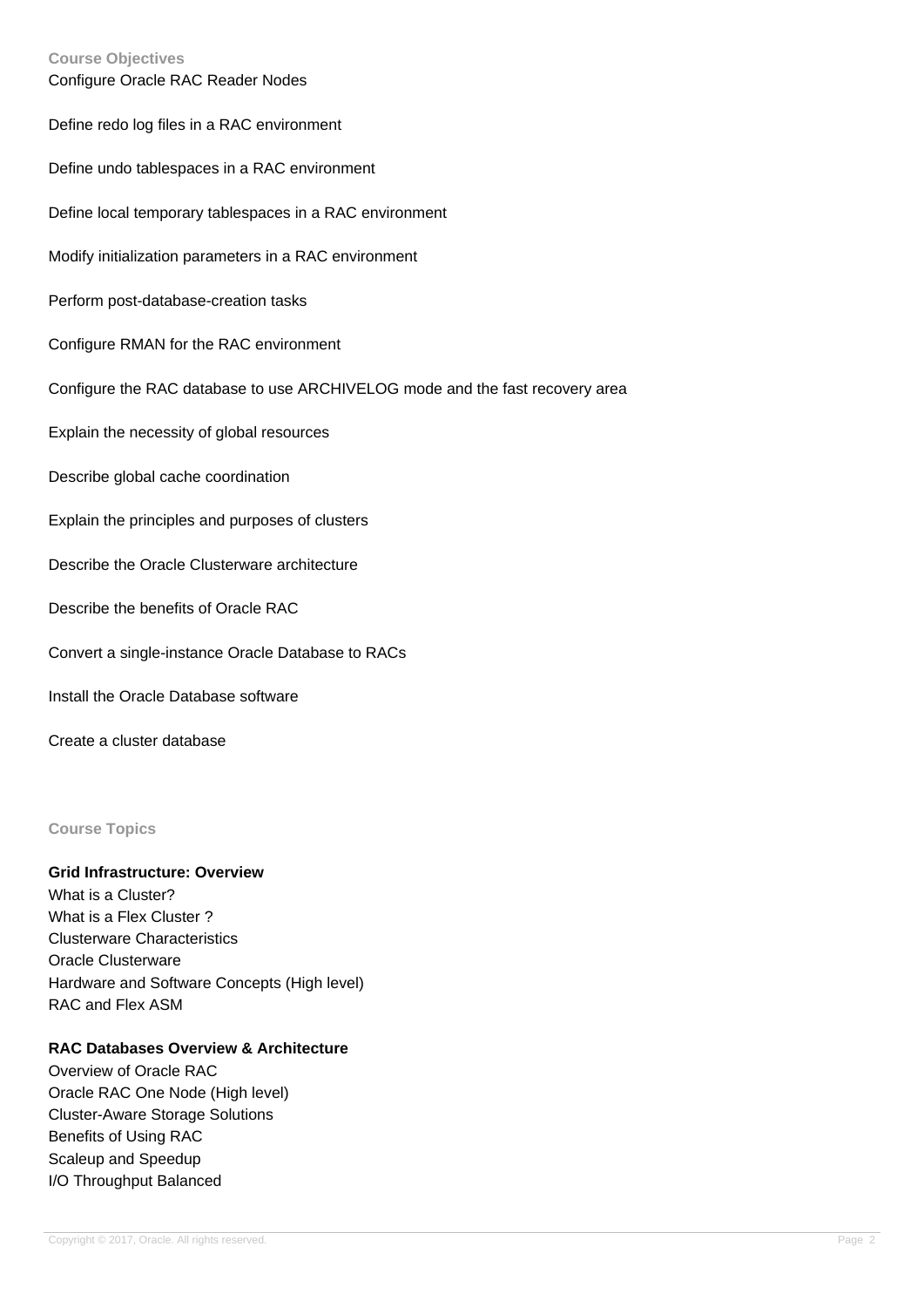**Course Objectives**

Configure Oracle RAC Reader Nodes

Define redo log files in a RAC environment

Define undo tablespaces in a RAC environment

Define local temporary tablespaces in a RAC environment

Modify initialization parameters in a RAC environment

Perform post-database-creation tasks

Configure RMAN for the RAC environment

Configure the RAC database to use ARCHIVELOG mode and the fast recovery area

Explain the necessity of global resources

Describe global cache coordination

Explain the principles and purposes of clusters

Describe the Oracle Clusterware architecture

Describe the benefits of Oracle RAC

Convert a single-instance Oracle Database to RACs

Install the Oracle Database software

Create a cluster database

**Course Topics**

**Grid Infrastructure: Overview**
What is a Cluster?
What is a Flex Cluster ?
Clusterware Characteristics
Oracle Clusterware
Hardware and Software Concepts (High level)
RAC and Flex ASM

**RAC Databases Overview & Architecture**
Overview of Oracle RAC
Oracle RAC One Node (High level)
Cluster-Aware Storage Solutions
Benefits of Using RAC
Scaleup and Speedup
I/O Throughput Balanced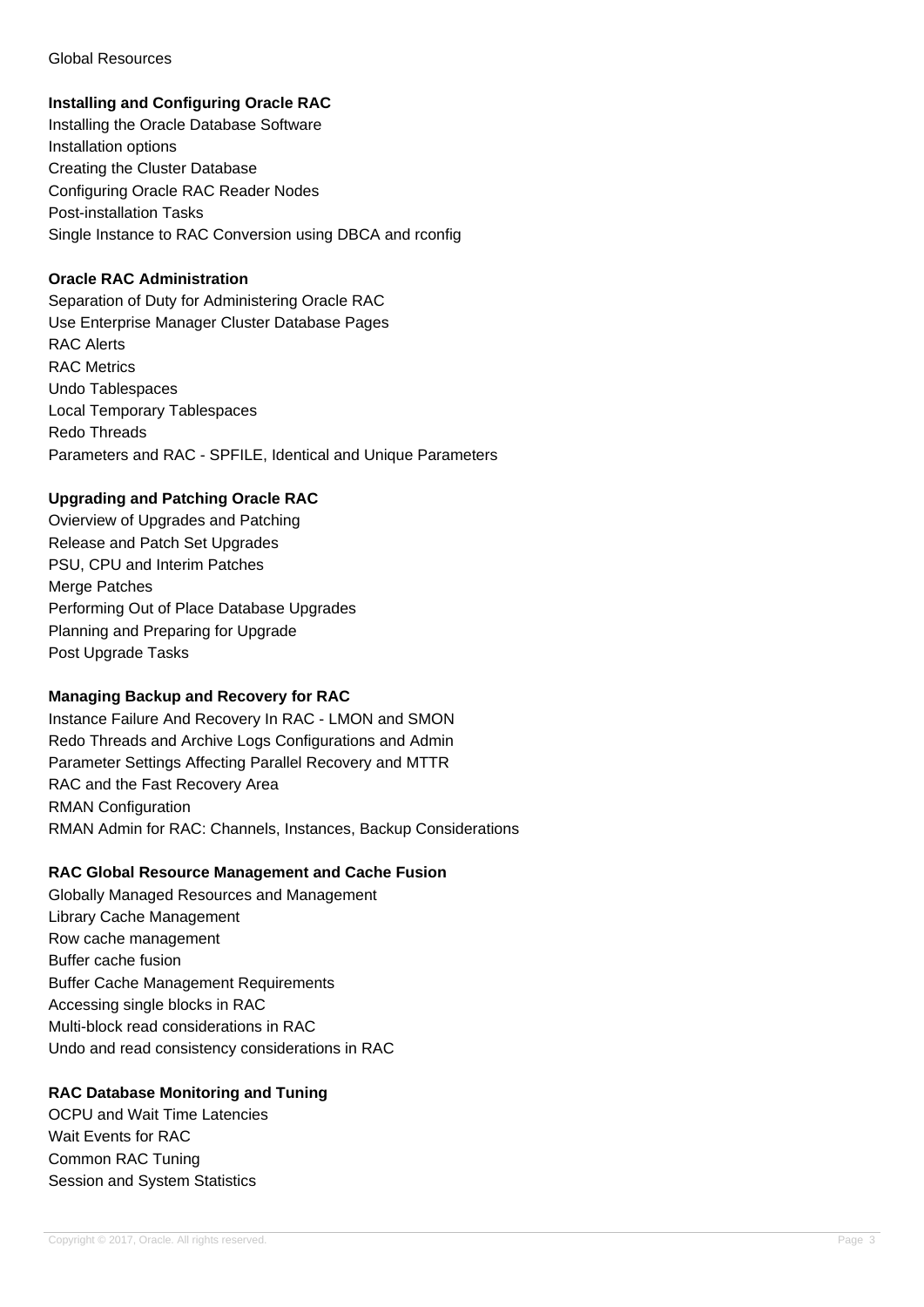Global Resources

**Installing and Configuring Oracle RAC**

Installing the Oracle Database Software
Installation options
Creating the Cluster Database
Configuring Oracle RAC Reader Nodes
Post-installation Tasks
Single Instance to RAC Conversion using DBCA and rconfig

**Oracle RAC Administration**

Separation of Duty for Administering Oracle RAC
Use Enterprise Manager Cluster Database Pages
RAC Alerts
RAC Metrics
Undo Tablespaces
Local Temporary Tablespaces
Redo Threads
Parameters and RAC - SPFILE, Identical and Unique Parameters

**Upgrading and Patching Oracle RAC**

Ovierview of Upgrades and Patching
Release and Patch Set Upgrades
PSU, CPU and Interim Patches
Merge Patches
Performing Out of Place Database Upgrades
Planning and Preparing for Upgrade
Post Upgrade Tasks

**Managing Backup and Recovery for RAC**

Instance Failure And Recovery In RAC - LMON and SMON
Redo Threads and Archive Logs Configurations and Admin
Parameter Settings Affecting Parallel Recovery and MTTR
RAC and the Fast Recovery Area
RMAN Configuration
RMAN Admin for RAC: Channels, Instances, Backup Considerations

**RAC Global Resource Management and Cache Fusion**

Globally Managed Resources and Management
Library Cache Management
Row cache management
Buffer cache fusion
Buffer Cache Management Requirements
Accessing single blocks in RAC
Multi-block read considerations in RAC
Undo and read consistency considerations in RAC

**RAC Database Monitoring and Tuning**

OCPU and Wait Time Latencies
Wait Events for RAC
Common RAC Tuning
Session and System Statistics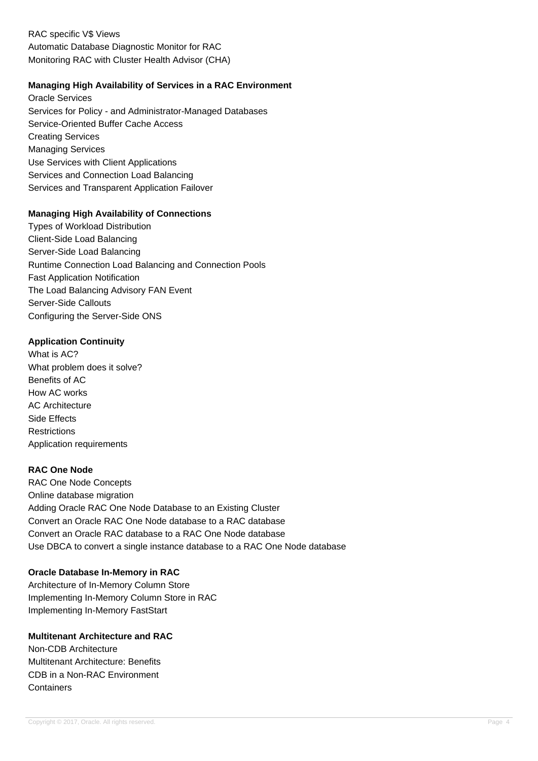RAC specific V$ Views
Automatic Database Diagnostic Monitor for RAC
Monitoring RAC with Cluster Health Advisor (CHA)

**Managing High Availability of Services in a RAC Environment**

Oracle Services
Services for Policy - and Administrator-Managed Databases
Service-Oriented Buffer Cache Access
Creating Services
Managing Services
Use Services with Client Applications
Services and Connection Load Balancing
Services and Transparent Application Failover

**Managing High Availability of Connections**

Types of Workload Distribution
Client-Side Load Balancing
Server-Side Load Balancing
Runtime Connection Load Balancing and Connection Pools
Fast Application Notification
The Load Balancing Advisory FAN Event
Server-Side Callouts
Configuring the Server-Side ONS

**Application Continuity**

What is AC?
What problem does it solve?
Benefits of AC
How AC works
AC Architecture
Side Effects
Restrictions
Application requirements

**RAC One Node**

RAC One Node Concepts
Online database migration
Adding Oracle RAC One Node Database to an Existing Cluster
Convert an Oracle RAC One Node database to a RAC database
Convert an Oracle RAC database to a RAC One Node database
Use DBCA to convert a single instance database to a RAC One Node database

**Oracle Database In-Memory in RAC**

Architecture of In-Memory Column Store
Implementing In-Memory Column Store in RAC
Implementing In-Memory FastStart

**Multitenant Architecture and RAC**

Non-CDB Architecture
Multitenant Architecture: Benefits
CDB in a Non-RAC Environment
Containers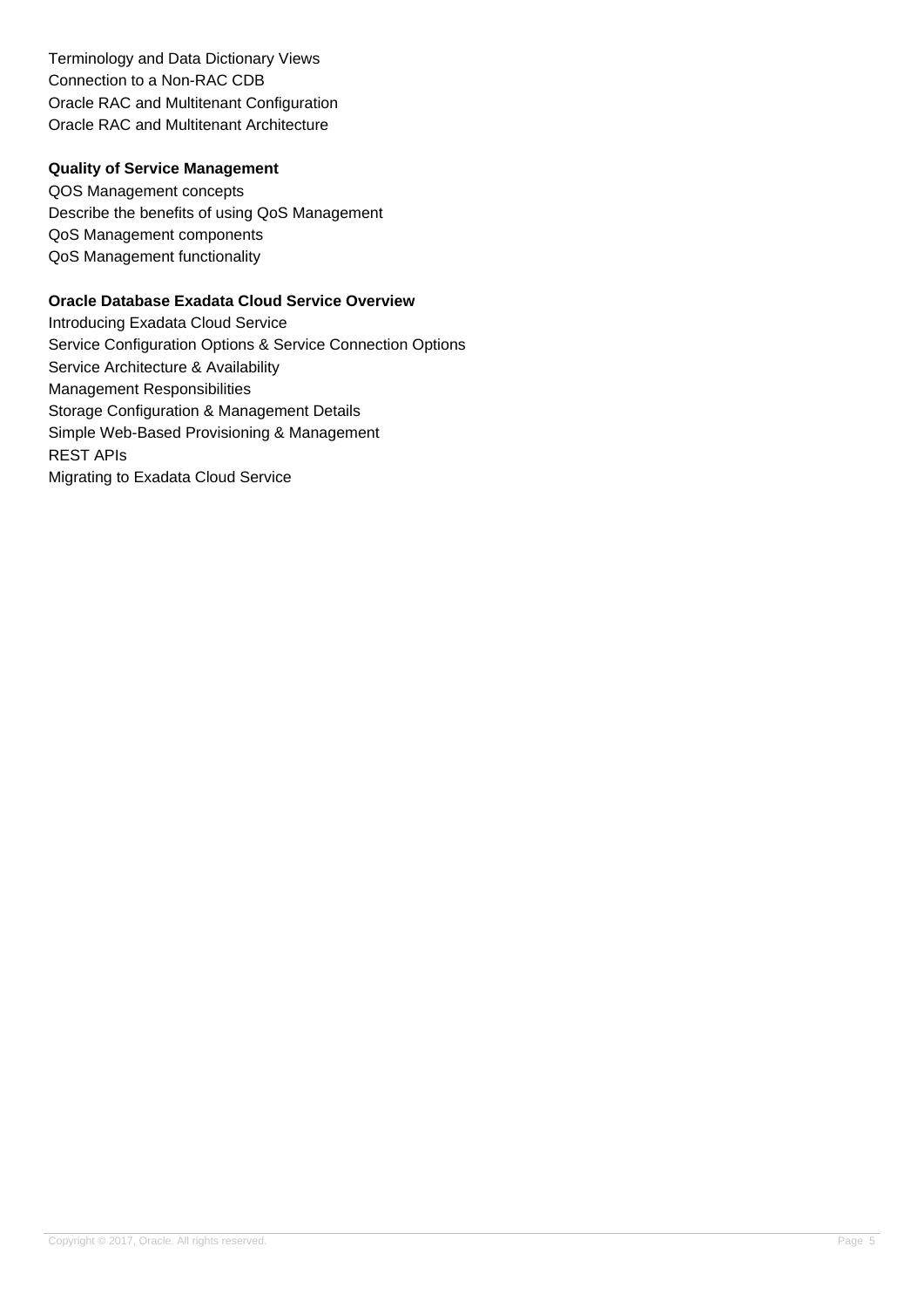Terminology and Data Dictionary Views
Connection to a Non-RAC CDB
Oracle RAC and Multitenant Configuration
Oracle RAC and Multitenant Architecture

**Quality of Service Management**

QOS Management concepts
Describe the benefits of using QoS Management
QoS Management components
QoS Management functionality

**Oracle Database Exadata Cloud Service Overview**

Introducing Exadata Cloud Service
Service Configuration Options & Service Connection Options
Service Architecture & Availability
Management Responsibilities
Storage Configuration & Management Details
Simple Web-Based Provisioning & Management
REST APIs
Migrating to Exadata Cloud Service